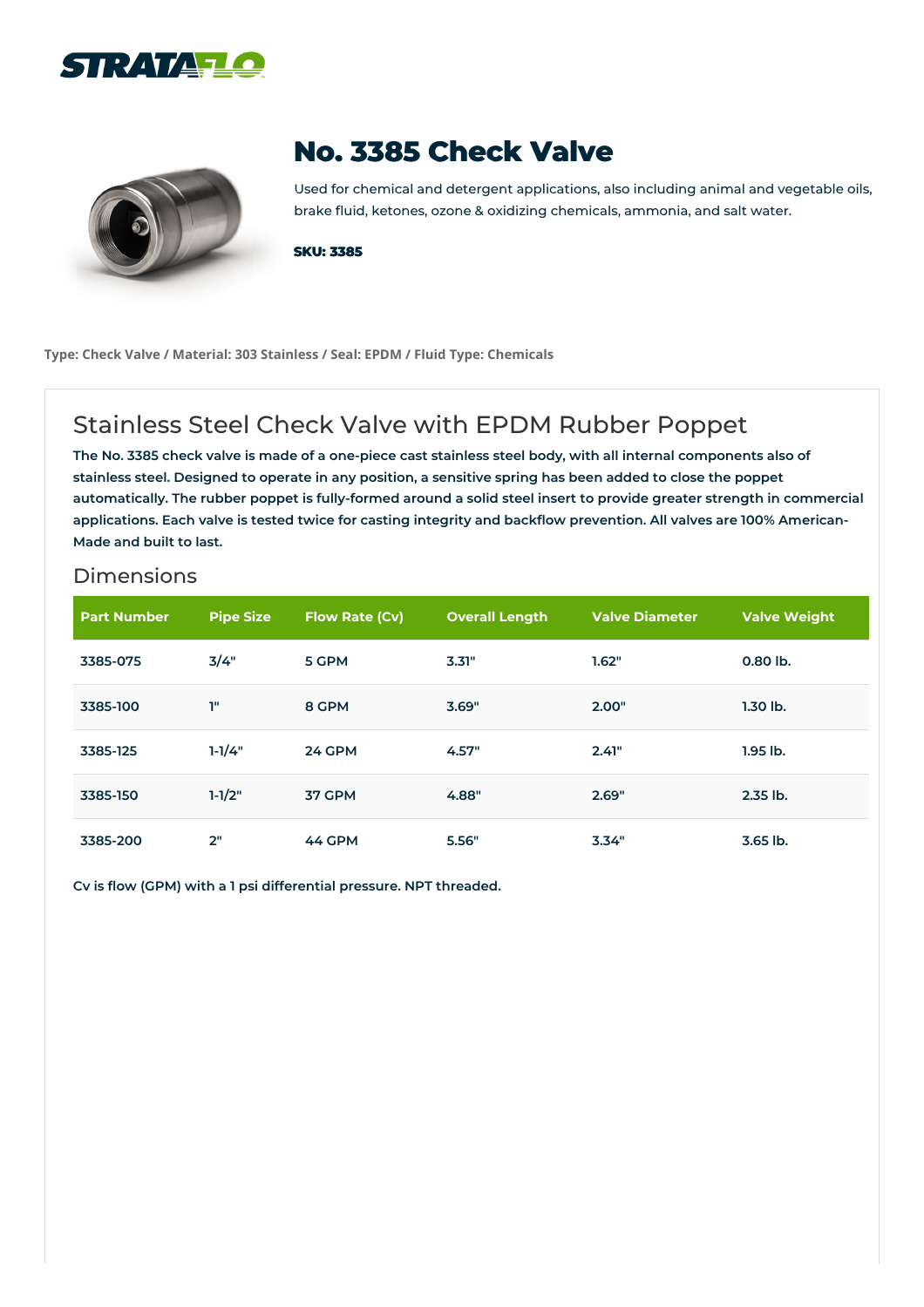STRATAFLO

# No. 3385 Check Valve

Used for chemical and detergent applications, also including animal and vegetable oils, brake fluid, ketones, ozone & oxidizing chemicals, ammonia, and salt water.

**SKU: 3385**

**Type: Check Valve / Material: 303 Stainless / Seal: EPDM / Fluid Type: Chemicals**

## Stainless Steel Check Valve with EPDM Rubber Poppet

**The No. 3385 check valve is made of a one-piece cast stainless steel body, with all internal components also of stainless steel. Designed to operate in any position, a sensitive spring has been added to close the poppet automatically. The rubber poppet is fully-formed around a solid steel insert to provide greater strength in commercial applications. Each valve is tested twice for casting integrity and backflow prevention. All valves are 100% American-Made and built to last.**

### Dimensions

| Part Number | Pipe Size | Flow Rate (Cv) | Overall Length | Valve Diameter | Valve Weight |
|---|---|---|---|---|---|
| 3385-075 | 3/4" | 5 GPM | 3.31" | 1.62" | 0.80 lb. |
| 3385-100 | 1" | 8 GPM | 3.69" | 2.00" | 1.30 lb. |
| 3385-125 | 1-1/4" | 24 GPM | 4.57" | 2.41" | 1.95 lb. |
| 3385-150 | 1-1/2" | 37 GPM | 4.88" | 2.69" | 2.35 lb. |
| 3385-200 | 2" | 44 GPM | 5.56" | 3.34" | 3.65 lb. |

**Cv is flow (GPM) with a 1 psi differential pressure. NPT threaded.**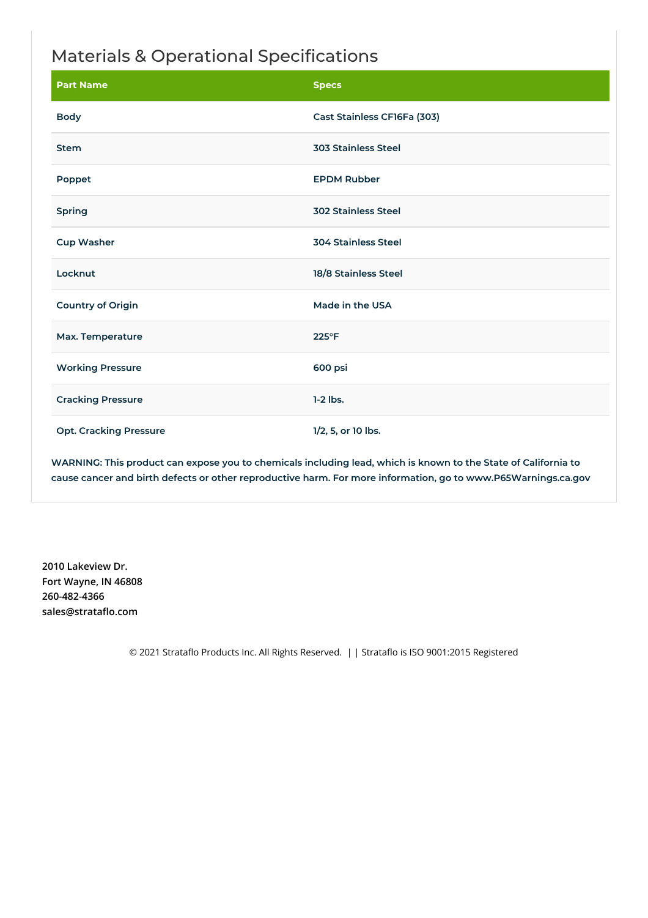## Materials & Operational Specifications

| Part Name | Specs |
| --- | --- |
| Body | Cast Stainless CF16Fa (303) |
| Stem | 303 Stainless Steel |
| Poppet | EPDM Rubber |
| Spring | 302 Stainless Steel |
| Cup Washer | 304 Stainless Steel |
| Locknut | 18/8 Stainless Steel |
| Country of Origin | Made in the USA |
| Max. Temperature | 225°F |
| Working Pressure | 600 psi |
| Cracking Pressure | 1-2 lbs. |
| Opt. Cracking Pressure | 1/2, 5, or 10 lbs. |

**WARNING: This product can expose you to chemicals including lead, which is known to the State of California to cause cancer and birth defects or other reproductive harm. For more information, go to www.P65Warnings.ca.gov**

**2010 Lakeview Dr.**
**Fort Wayne, IN 46808**
**260-482-4366**
**sales@strataflo.com**

© 2021 Strataflo Products Inc. All Rights Reserved. | | Strataflo is ISO 9001:2015 Registered